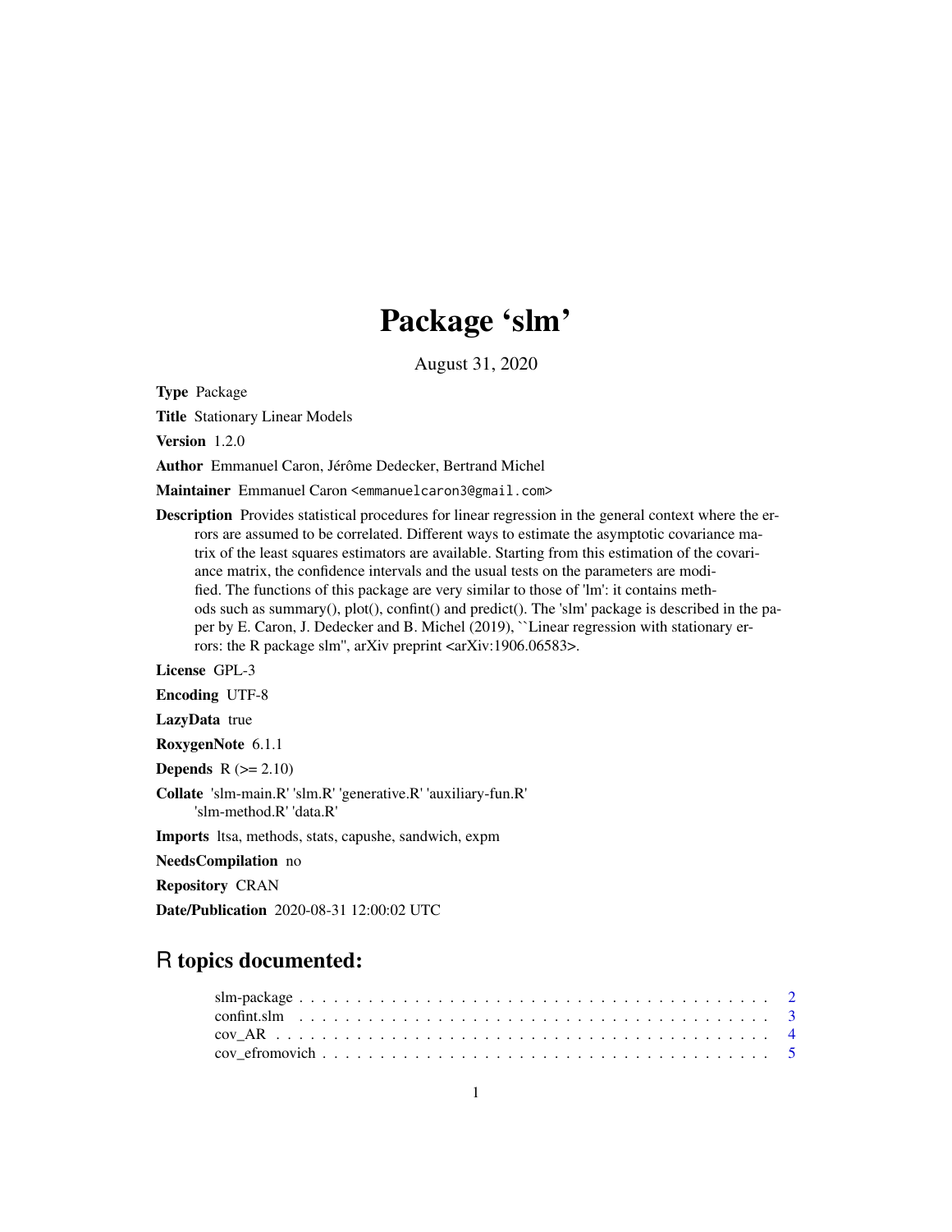# Package 'slm'

August 31, 2020

**Type** Package

**Title** Stationary Linear Models

**Version** 1.2.0

**Author** Emmanuel Caron, Jérôme Dedecker, Bertrand Michel

**Maintainer** Emmanuel Caron <emmanuelcaron3@gmail.com>

**Description** Provides statistical procedures for linear regression in the general context where the errors are assumed to be correlated. Different ways to estimate the asymptotic covariance matrix of the least squares estimators are available. Starting from this estimation of the covariance matrix, the confidence intervals and the usual tests on the parameters are modified. The functions of this package are very similar to those of 'lm': it contains methods such as summary(), plot(), confint() and predict(). The 'slm' package is described in the paper by E. Caron, J. Dedecker and B. Michel (2019), ``Linear regression with stationary errors: the R package slm'', arXiv preprint <arXiv:1906.06583>.

**License** GPL-3

**Encoding** UTF-8

**LazyData** true

**RoxygenNote** 6.1.1

**Depends** R (>= 2.10)

**Collate** 'slm-main.R' 'slm.R' 'generative.R' 'auxiliary-fun.R' 'slm-method.R' 'data.R'

**Imports** ltsa, methods, stats, capushe, sandwich, expm

**NeedsCompilation** no

**Repository** CRAN

**Date/Publication** 2020-08-31 12:00:02 UTC

## R topics documented:

- slm-package . . . . . . . . . . . . . . . . . . . . . . . . . . . . . . . . . . . . . . . . . 2
- confint.slm . . . . . . . . . . . . . . . . . . . . . . . . . . . . . . . . . . . . . . . . . 3
- cov_AR . . . . . . . . . . . . . . . . . . . . . . . . . . . . . . . . . . . . . . . . . . . 4
- cov_efromovich . . . . . . . . . . . . . . . . . . . . . . . . . . . . . . . . . . . . . . . 5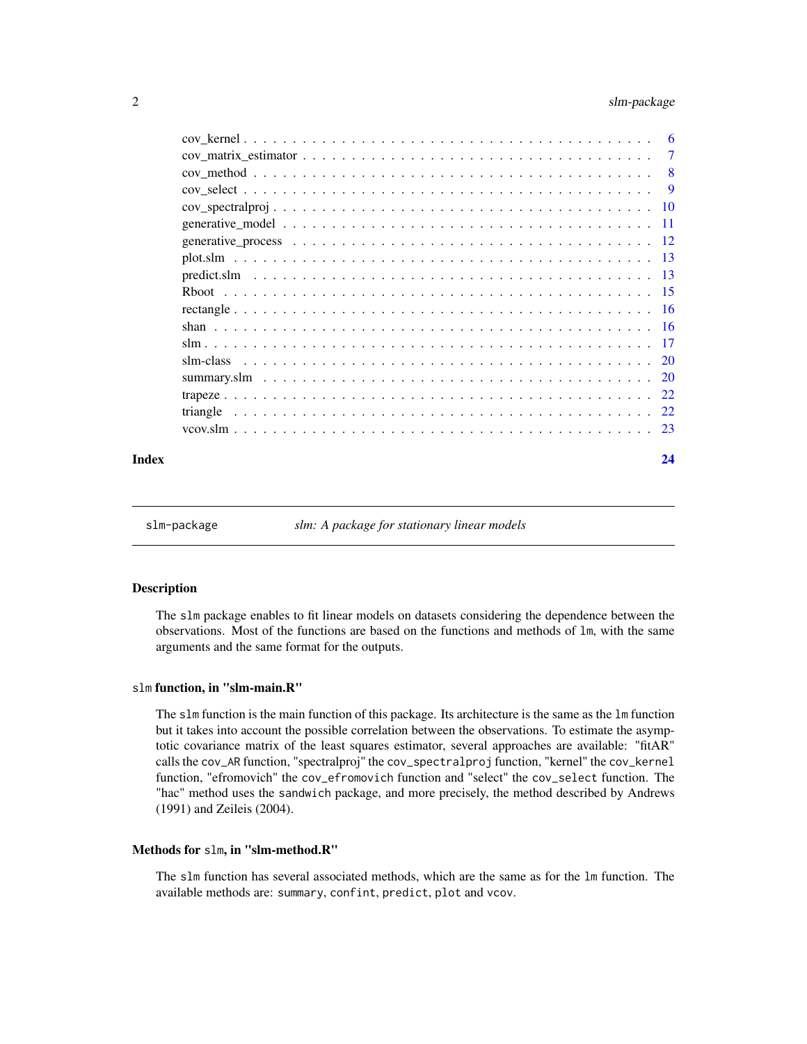| | |
|---|---|
| cov_kernel | 6 |
| cov_matrix_estimator | 7 |
| cov_method | 8 |
| cov_select | 9 |
| cov_spectralproj | 10 |
| generative_model | 11 |
| generative_process | 12 |
| plot.slm | 13 |
| predict.slm | 13 |
| Rboot | 15 |
| rectangle | 16 |
| shan | 16 |
| slm | 17 |
| slm-class | 20 |
| summary.slm | 20 |
| trapeze | 22 |
| triangle | 22 |
| vcov.slm | 23 |

**Index** **24**

---

`slm-package` *slm: A package for stationary linear models*

---

### Description

The `slm` package enables to fit linear models on datasets considering the dependence between the observations. Most of the functions are based on the functions and methods of `lm`, with the same arguments and the same format for the outputs.

### `slm` function, in "slm-main.R"

The `slm` function is the main function of this package. Its architecture is the same as the `lm` function but it takes into account the possible correlation between the observations. To estimate the asymptotic covariance matrix of the least squares estimator, several approaches are available: "fitAR" calls the `cov_AR` function, "spectralproj" the `cov_spectralproj` function, "kernel" the `cov_kernel` function, "efromovich" the `cov_efromovich` function and "select" the `cov_select` function. The "hac" method uses the `sandwich` package, and more precisely, the method described by Andrews (1991) and Zeileis (2004).

### Methods for `slm`, in "slm-method.R"

The `slm` function has several associated methods, which are the same as for the `lm` function. The available methods are: `summary`, `confint`, `predict`, `plot` and `vcov`.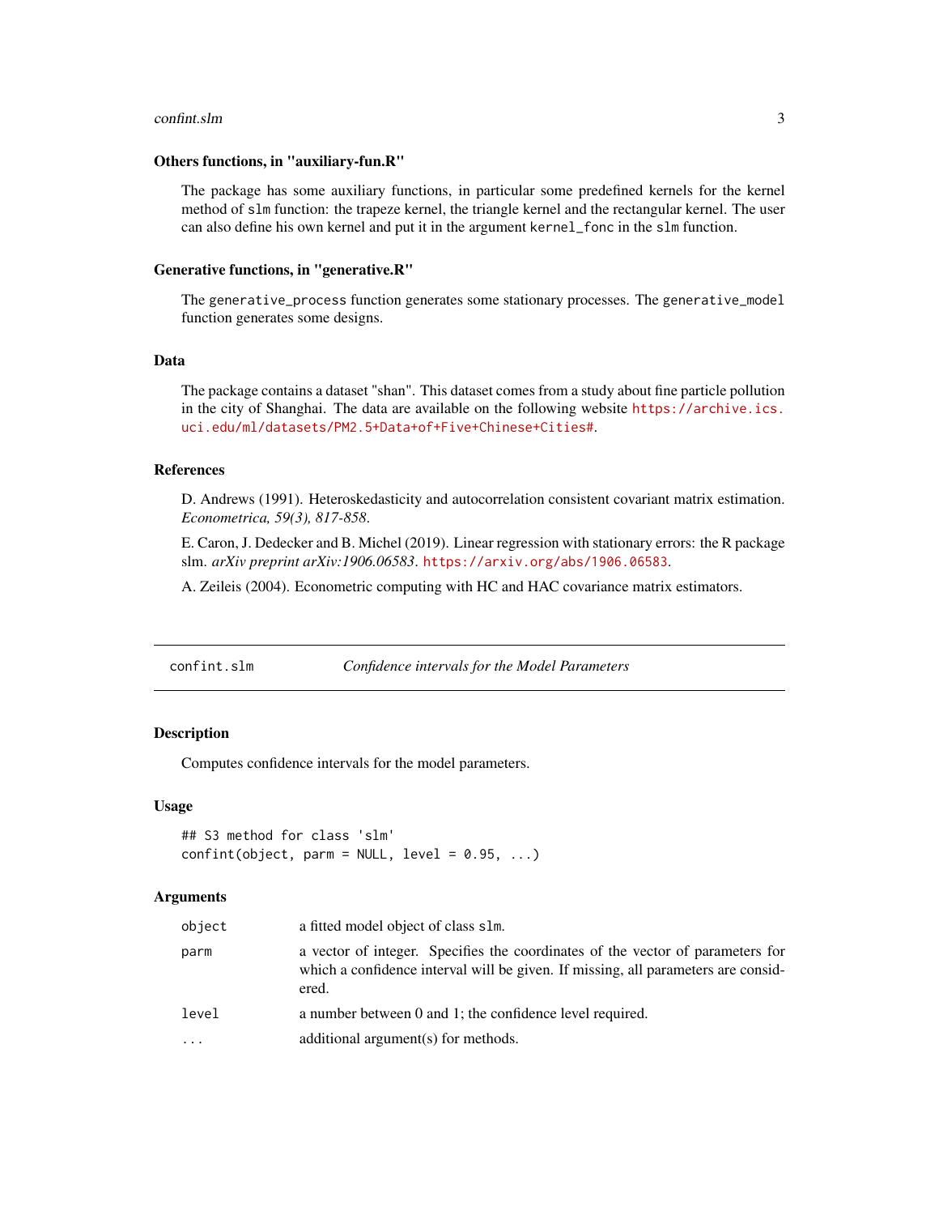### Others functions, in "auxiliary-fun.R"

The package has some auxiliary functions, in particular some predefined kernels for the kernel method of `slm` function: the trapeze kernel, the triangle kernel and the rectangular kernel. The user can also define his own kernel and put it in the argument `kernel_fonc` in the `slm` function.

### Generative functions, in "generative.R"

The `generative_process` function generates some stationary processes. The `generative_model` function generates some designs.

### Data

The package contains a dataset "shan". This dataset comes from a study about fine particle pollution in the city of Shanghai. The data are available on the following website https://archive.ics.uci.edu/ml/datasets/PM2.5+Data+of+Five+Chinese+Cities#.

### References

D. Andrews (1991). Heteroskedasticity and autocorrelation consistent covariant matrix estimation. *Econometrica, 59(3), 817-858*.

E. Caron, J. Dedecker and B. Michel (2019). Linear regression with stationary errors: the R package slm. *arXiv preprint arXiv:1906.06583*. https://arxiv.org/abs/1906.06583.

A. Zeileis (2004). Econometric computing with HC and HAC covariance matrix estimators.

---

## confint.slm — *Confidence intervals for the Model Parameters*

### Description

Computes confidence intervals for the model parameters.

### Usage

```
## S3 method for class 'slm'
confint(object, parm = NULL, level = 0.95, ...)
```

### Arguments

| | |
|---|---|
| `object` | a fitted model object of class `slm`. |
| `parm` | a vector of integer. Specifies the coordinates of the vector of parameters for which a confidence interval will be given. If missing, all parameters are considered. |
| `level` | a number between 0 and 1; the confidence level required. |
| `...` | additional argument(s) for methods. |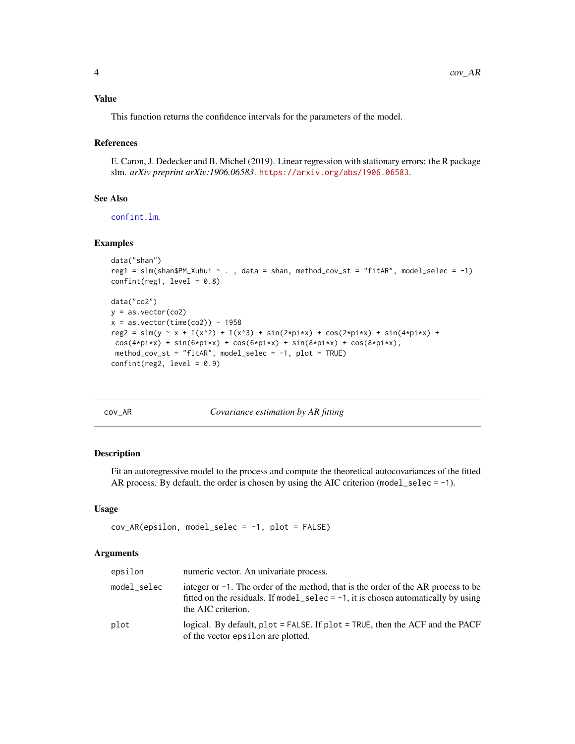### Value

This function returns the confidence intervals for the parameters of the model.

### References

E. Caron, J. Dedecker and B. Michel (2019). Linear regression with stationary errors: the R package slm. *arXiv preprint arXiv:1906.06583*. https://arxiv.org/abs/1906.06583.

### See Also

confint.lm.

### Examples

```
data("shan")
reg1 = slm(shan$PM_Xuhui ~ . , data = shan, method_cov_st = "fitAR", model_selec = -1)
confint(reg1, level = 0.8)

data("co2")
y = as.vector(co2)
x = as.vector(time(co2)) - 1958
reg2 = slm(y ~ x + I(x^2) + I(x^3) + sin(2*pi*x) + cos(2*pi*x) + sin(4*pi*x) +
 cos(4*pi*x) + sin(6*pi*x) + cos(6*pi*x) + sin(8*pi*x) + cos(8*pi*x),
 method_cov_st = "fitAR", model_selec = -1, plot = TRUE)
confint(reg2, level = 0.9)
```

---

## cov_AR *Covariance estimation by AR fitting*

### Description

Fit an autoregressive model to the process and compute the theoretical autocovariances of the fitted AR process. By default, the order is chosen by using the AIC criterion (`model_selec = -1`).

### Usage

```
cov_AR(epsilon, model_selec = -1, plot = FALSE)
```

### Arguments

| | |
|---|---|
| `epsilon` | numeric vector. An univariate process. |
| `model_selec` | integer or `-1`. The order of the method, that is the order of the AR process to be fitted on the residuals. If `model_selec = -1`, it is chosen automatically by using the AIC criterion. |
| `plot` | logical. By default, `plot = FALSE`. If `plot = TRUE`, then the ACF and the PACF of the vector `epsilon` are plotted. |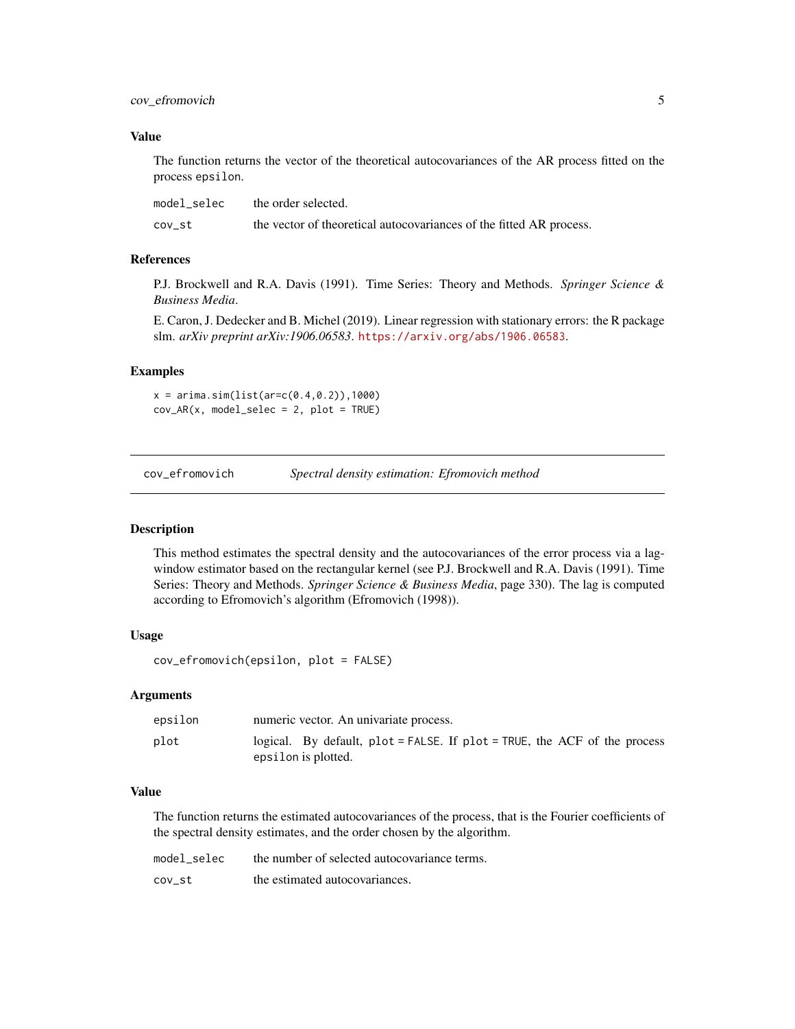### Value

The function returns the vector of the theoretical autocovariances of the AR process fitted on the process `epsilon`.

| | |
|---|---|
| `model_selec` | the order selected. |
| `cov_st` | the vector of theoretical autocovariances of the fitted AR process. |

### References

P.J. Brockwell and R.A. Davis (1991). Time Series: Theory and Methods. *Springer Science & Business Media*.

E. Caron, J. Dedecker and B. Michel (2019). Linear regression with stationary errors: the R package slm. *arXiv preprint arXiv:1906.06583*. https://arxiv.org/abs/1906.06583.

### Examples

```
x = arima.sim(list(ar=c(0.4,0.2)),1000)
cov_AR(x, model_selec = 2, plot = TRUE)
```

---

## `cov_efromovich` *Spectral density estimation: Efromovich method*

### Description

This method estimates the spectral density and the autocovariances of the error process via a lag-window estimator based on the rectangular kernel (see P.J. Brockwell and R.A. Davis (1991). Time Series: Theory and Methods. *Springer Science & Business Media*, page 330). The lag is computed according to Efromovich's algorithm (Efromovich (1998)).

### Usage

```
cov_efromovich(epsilon, plot = FALSE)
```

### Arguments

| | |
|---|---|
| `epsilon` | numeric vector. An univariate process. |
| `plot` | logical. By default, `plot = FALSE`. If `plot = TRUE`, the ACF of the process `epsilon` is plotted. |

### Value

The function returns the estimated autocovariances of the process, that is the Fourier coefficients of the spectral density estimates, and the order chosen by the algorithm.

| | |
|---|---|
| `model_selec` | the number of selected autocovariance terms. |
| `cov_st` | the estimated autocovariances. |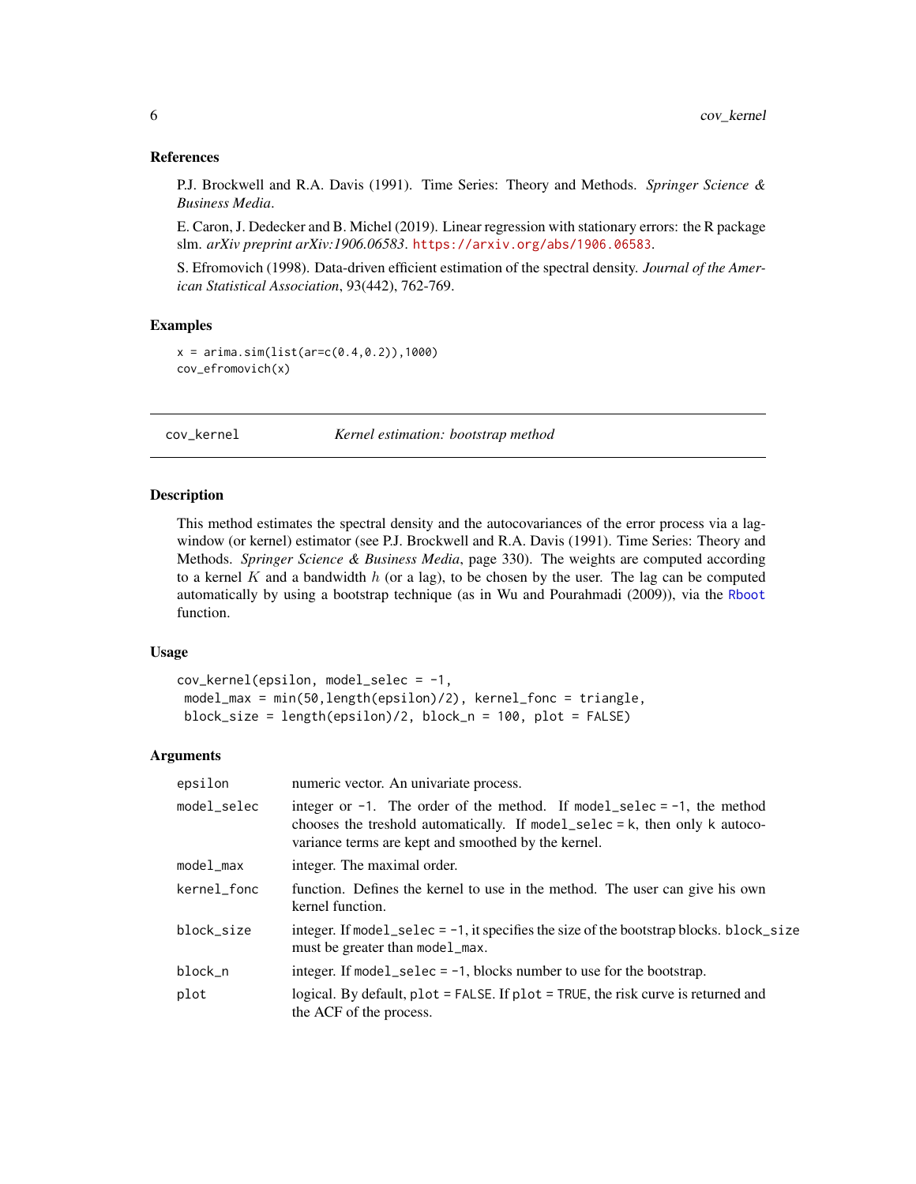### References

P.J. Brockwell and R.A. Davis (1991). Time Series: Theory and Methods. *Springer Science & Business Media*.

E. Caron, J. Dedecker and B. Michel (2019). Linear regression with stationary errors: the R package slm. *arXiv preprint arXiv:1906.06583*. https://arxiv.org/abs/1906.06583.

S. Efromovich (1998). Data-driven efficient estimation of the spectral density. *Journal of the American Statistical Association*, 93(442), 762-769.

### Examples

```
x = arima.sim(list(ar=c(0.4,0.2)),1000)
cov_efromovich(x)
```

---

## cov_kernel *Kernel estimation: bootstrap method*

---

### Description

This method estimates the spectral density and the autocovariances of the error process via a lag-window (or kernel) estimator (see P.J. Brockwell and R.A. Davis (1991). Time Series: Theory and Methods. *Springer Science & Business Media*, page 330). The weights are computed according to a kernel $K$ and a bandwidth $h$ (or a lag), to be chosen by the user. The lag can be computed automatically by using a bootstrap technique (as in Wu and Pourahmadi (2009)), via the Rboot function.

### Usage

```
cov_kernel(epsilon, model_selec = -1,
 model_max = min(50,length(epsilon)/2), kernel_fonc = triangle,
 block_size = length(epsilon)/2, block_n = 100, plot = FALSE)
```

### Arguments

| | |
|---|---|
| epsilon | numeric vector. An univariate process. |
| model_selec | integer or -1. The order of the method. If model_selec = -1, the method chooses the treshold automatically. If model_selec = k, then only k autocovariance terms are kept and smoothed by the kernel. |
| model_max | integer. The maximal order. |
| kernel_fonc | function. Defines the kernel to use in the method. The user can give his own kernel function. |
| block_size | integer. If model_selec = -1, it specifies the size of the bootstrap blocks. block_size must be greater than model_max. |
| block_n | integer. If model_selec = -1, blocks number to use for the bootstrap. |
| plot | logical. By default, plot = FALSE. If plot = TRUE, the risk curve is returned and the ACF of the process. |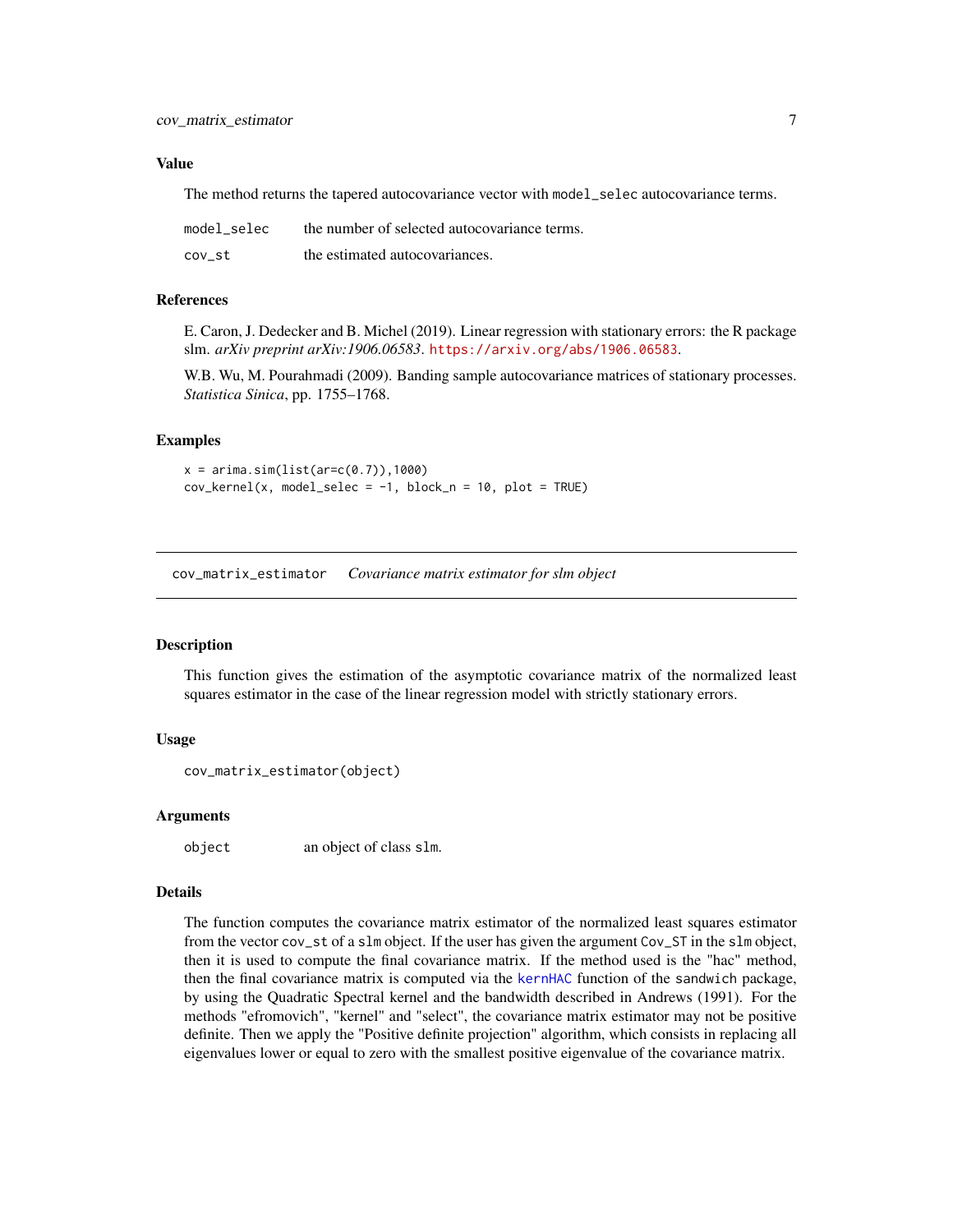### Value

The method returns the tapered autocovariance vector with `model_selec` autocovariance terms.

| | |
|---|---|
| `model_selec` | the number of selected autocovariance terms. |
| `cov_st` | the estimated autocovariances. |

### References

E. Caron, J. Dedecker and B. Michel (2019). Linear regression with stationary errors: the R package slm. *arXiv preprint arXiv:1906.06583*. https://arxiv.org/abs/1906.06583.

W.B. Wu, M. Pourahmadi (2009). Banding sample autocovariance matrices of stationary processes. *Statistica Sinica*, pp. 1755–1768.

### Examples

```
x = arima.sim(list(ar=c(0.7)),1000)
cov_kernel(x, model_selec = -1, block_n = 10, plot = TRUE)
```

---

## cov_matrix_estimator *Covariance matrix estimator for slm object*

---

### Description

This function gives the estimation of the asymptotic covariance matrix of the normalized least squares estimator in the case of the linear regression model with strictly stationary errors.

### Usage

```
cov_matrix_estimator(object)
```

### Arguments

| | |
|---|---|
| `object` | an object of class `slm`. |

### Details

The function computes the covariance matrix estimator of the normalized least squares estimator from the vector `cov_st` of a `slm` object. If the user has given the argument `Cov_ST` in the `slm` object, then it is used to compute the final covariance matrix. If the method used is the "hac" method, then the final covariance matrix is computed via the `kernHAC` function of the `sandwich` package, by using the Quadratic Spectral kernel and the bandwidth described in Andrews (1991). For the methods "efromovich", "kernel" and "select", the covariance matrix estimator may not be positive definite. Then we apply the "Positive definite projection" algorithm, which consists in replacing all eigenvalues lower or equal to zero with the smallest positive eigenvalue of the covariance matrix.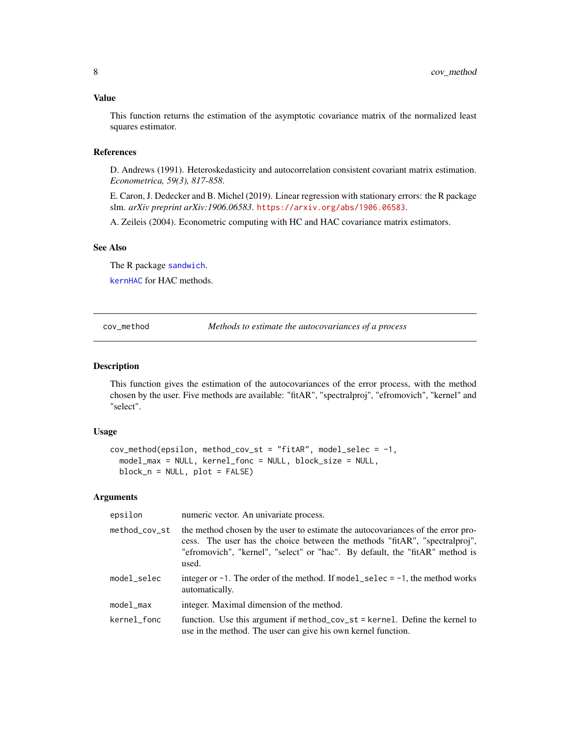### Value

This function returns the estimation of the asymptotic covariance matrix of the normalized least squares estimator.

### References

D. Andrews (1991). Heteroskedasticity and autocorrelation consistent covariant matrix estimation. *Econometrica, 59(3), 817-858*.

E. Caron, J. Dedecker and B. Michel (2019). Linear regression with stationary errors: the R package slm. *arXiv preprint arXiv:1906.06583*. https://arxiv.org/abs/1906.06583.

A. Zeileis (2004). Econometric computing with HC and HAC covariance matrix estimators.

### See Also

The R package sandwich.

kernHAC for HAC methods.

---

## cov_method — *Methods to estimate the autocovariances of a process*

### Description

This function gives the estimation of the autocovariances of the error process, with the method chosen by the user. Five methods are available: "fitAR", "spectralproj", "efromovich", "kernel" and "select".

### Usage

```
cov_method(epsilon, method_cov_st = "fitAR", model_selec = -1,
  model_max = NULL, kernel_fonc = NULL, block_size = NULL,
  block_n = NULL, plot = FALSE)
```

### Arguments

| | |
|---|---|
| `epsilon` | numeric vector. An univariate process. |
| `method_cov_st` | the method chosen by the user to estimate the autocovariances of the error process. The user has the choice between the methods "fitAR", "spectralproj", "efromovich", "kernel", "select" or "hac". By default, the "fitAR" method is used. |
| `model_selec` | integer or `-1`. The order of the method. If `model_selec = -1`, the method works automatically. |
| `model_max` | integer. Maximal dimension of the method. |
| `kernel_fonc` | function. Use this argument if `method_cov_st = kernel`. Define the kernel to use in the method. The user can give his own kernel function. |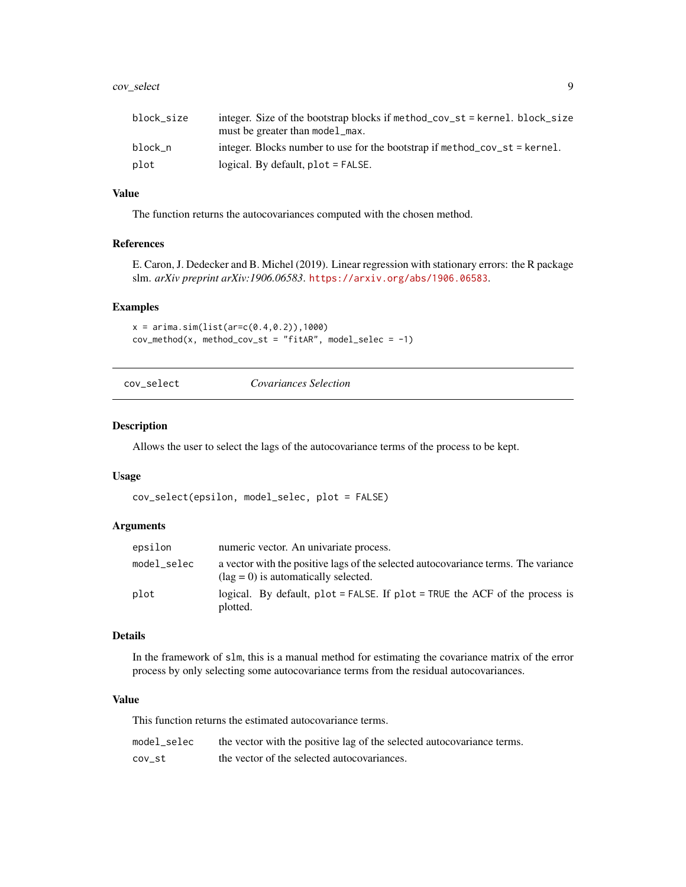| | |
|---|---|
| block_size | integer. Size of the bootstrap blocks if method_cov_st = kernel. block_size must be greater than model_max. |
| block_n | integer. Blocks number to use for the bootstrap if method_cov_st = kernel. |
| plot | logical. By default, plot = FALSE. |

### Value

The function returns the autocovariances computed with the chosen method.

### References

E. Caron, J. Dedecker and B. Michel (2019). Linear regression with stationary errors: the R package slm. *arXiv preprint arXiv:1906.06583*. https://arxiv.org/abs/1906.06583.

### Examples

```
x = arima.sim(list(ar=c(0.4,0.2)),1000)
cov_method(x, method_cov_st = "fitAR", model_selec = -1)
```

---

## cov_select — *Covariances Selection*

### Description

Allows the user to select the lags of the autocovariance terms of the process to be kept.

### Usage

```
cov_select(epsilon, model_selec, plot = FALSE)
```

### Arguments

| | |
|---|---|
| epsilon | numeric vector. An univariate process. |
| model_selec | a vector with the positive lags of the selected autocovariance terms. The variance (lag = 0) is automatically selected. |
| plot | logical. By default, plot = FALSE. If plot = TRUE the ACF of the process is plotted. |

### Details

In the framework of slm, this is a manual method for estimating the covariance matrix of the error process by only selecting some autocovariance terms from the residual autocovariances.

### Value

This function returns the estimated autocovariance terms.

| | |
|---|---|
| model_selec | the vector with the positive lag of the selected autocovariance terms. |
| cov_st | the vector of the selected autocovariances. |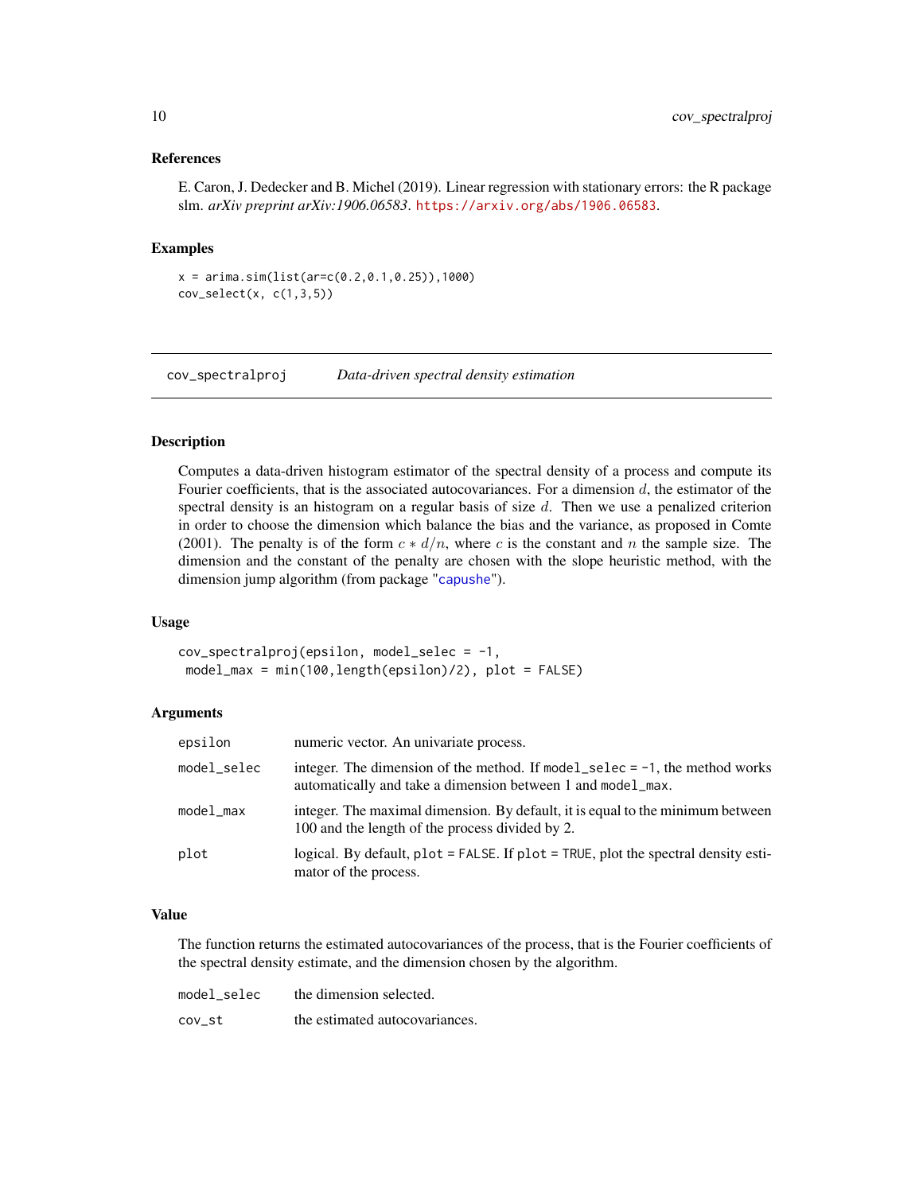### References

E. Caron, J. Dedecker and B. Michel (2019). Linear regression with stationary errors: the R package slm. *arXiv preprint arXiv:1906.06583*. https://arxiv.org/abs/1906.06583.

### Examples

```
x = arima.sim(list(ar=c(0.2,0.1,0.25)),1000)
cov_select(x, c(1,3,5))
```

---

## cov_spectralproj — *Data-driven spectral density estimation*

### Description

Computes a data-driven histogram estimator of the spectral density of a process and compute its Fourier coefficients, that is the associated autocovariances. For a dimension $d$, the estimator of the spectral density is an histogram on a regular basis of size $d$. Then we use a penalized criterion in order to choose the dimension which balance the bias and the variance, as proposed in Comte (2001). The penalty is of the form $c * d/n$, where $c$ is the constant and $n$ the sample size. The dimension and the constant of the penalty are chosen with the slope heuristic method, with the dimension jump algorithm (from package "capushe").

### Usage

```
cov_spectralproj(epsilon, model_selec = -1,
 model_max = min(100,length(epsilon)/2), plot = FALSE)
```

### Arguments

| | |
|---|---|
| epsilon | numeric vector. An univariate process. |
| model_selec | integer. The dimension of the method. If `model_selec = -1`, the method works automatically and take a dimension between 1 and `model_max`. |
| model_max | integer. The maximal dimension. By default, it is equal to the minimum between 100 and the length of the process divided by 2. |
| plot | logical. By default, `plot = FALSE`. If `plot = TRUE`, plot the spectral density estimator of the process. |

### Value

The function returns the estimated autocovariances of the process, that is the Fourier coefficients of the spectral density estimate, and the dimension chosen by the algorithm.

| | |
|---|---|
| model_selec | the dimension selected. |
| cov_st | the estimated autocovariances. |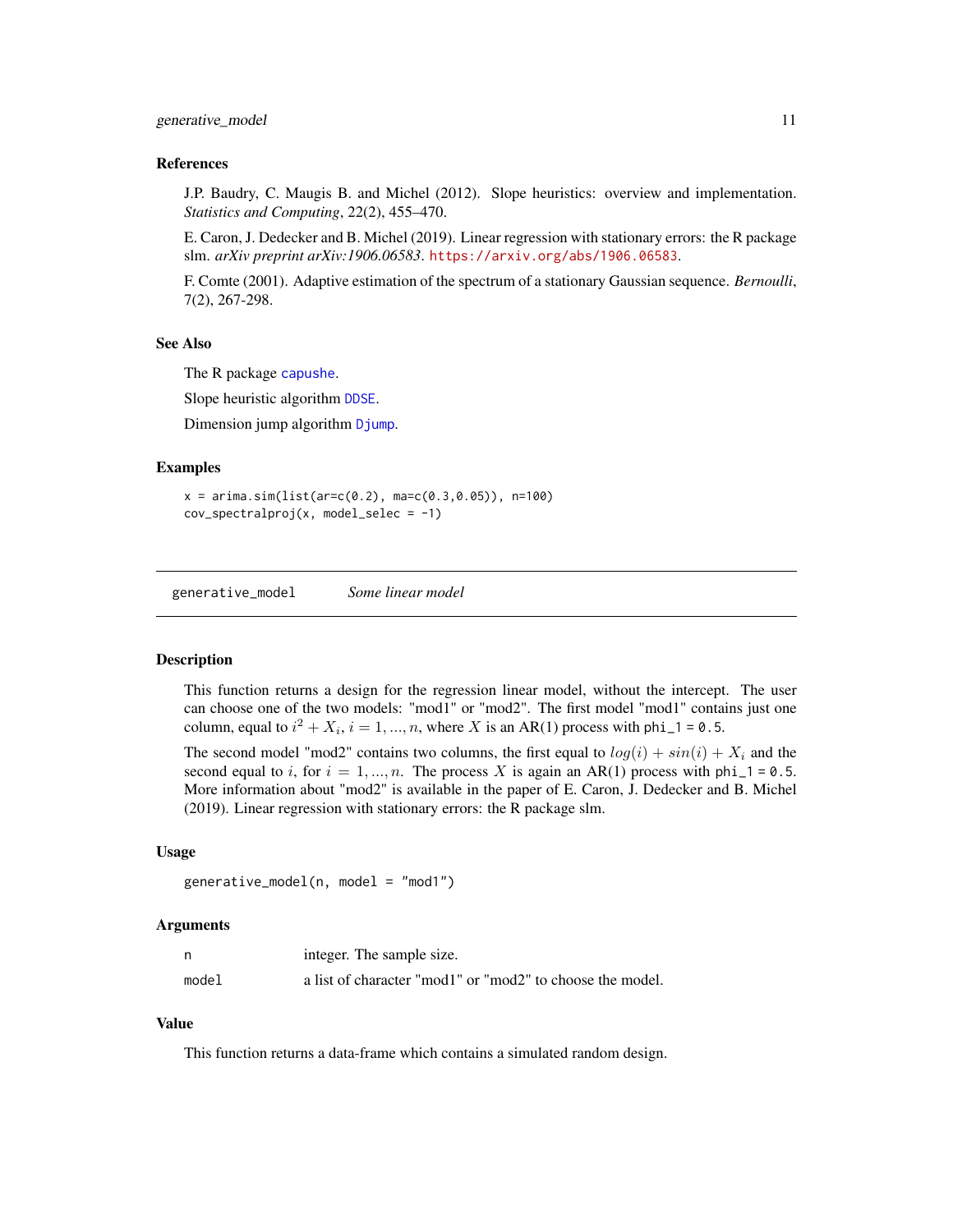### References

J.P. Baudry, C. Maugis B. and Michel (2012). Slope heuristics: overview and implementation. *Statistics and Computing*, 22(2), 455–470.

E. Caron, J. Dedecker and B. Michel (2019). Linear regression with stationary errors: the R package slm. *arXiv preprint arXiv:1906.06583*. https://arxiv.org/abs/1906.06583.

F. Comte (2001). Adaptive estimation of the spectrum of a stationary Gaussian sequence. *Bernoulli*, 7(2), 267-298.

### See Also

The R package capushe.

Slope heuristic algorithm DDSE.

Dimension jump algorithm Djump.

### Examples

```
x = arima.sim(list(ar=c(0.2), ma=c(0.3,0.05)), n=100)
cov_spectralproj(x, model_selec = -1)
```

---

## generative_model &nbsp;&nbsp;&nbsp; *Some linear model*

### Description

This function returns a design for the regression linear model, without the intercept. The user can choose one of the two models: "mod1" or "mod2". The first model "mod1" contains just one column, equal to $i^2 + X_i$, $i = 1, ..., n$, where $X$ is an AR(1) process with `phi_1 = 0.5`.

The second model "mod2" contains two columns, the first equal to $log(i) + sin(i) + X_i$ and the second equal to $i$, for $i = 1, ..., n$. The process $X$ is again an AR(1) process with `phi_1 = 0.5`. More information about "mod2" is available in the paper of E. Caron, J. Dedecker and B. Michel (2019). Linear regression with stationary errors: the R package slm.

### Usage

```
generative_model(n, model = "mod1")
```

### Arguments

| | |
|---|---|
| n | integer. The sample size. |
| model | a list of character "mod1" or "mod2" to choose the model. |

### Value

This function returns a data-frame which contains a simulated random design.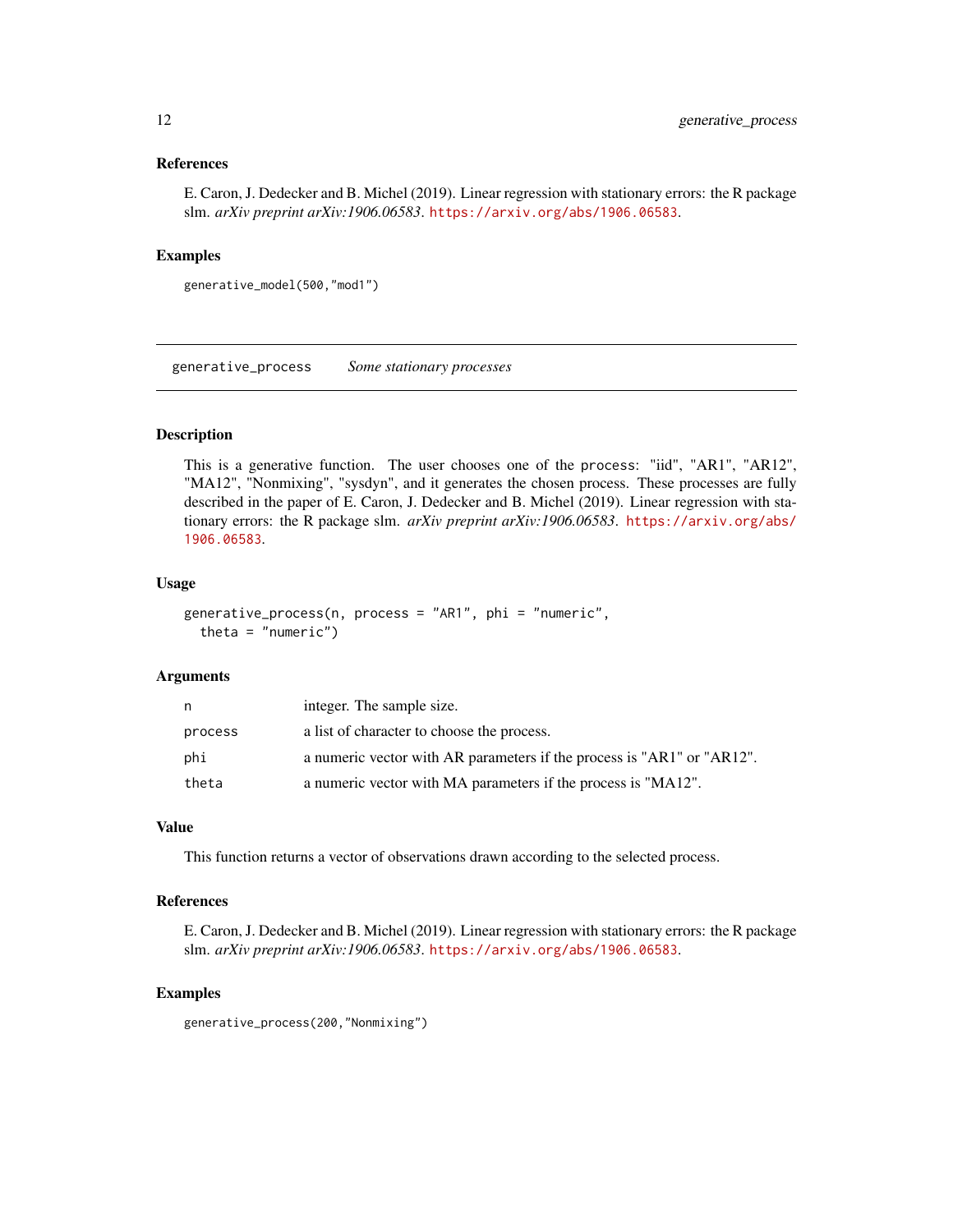### References

E. Caron, J. Dedecker and B. Michel (2019). Linear regression with stationary errors: the R package slm. *arXiv preprint arXiv:1906.06583*. https://arxiv.org/abs/1906.06583.

### Examples

```
generative_model(500,"mod1")
```

---

## generative_process — *Some stationary processes*

---

### Description

This is a generative function. The user chooses one of the process: "iid", "AR1", "AR12", "MA12", "Nonmixing", "sysdyn", and it generates the chosen process. These processes are fully described in the paper of E. Caron, J. Dedecker and B. Michel (2019). Linear regression with stationary errors: the R package slm. *arXiv preprint arXiv:1906.06583*. https://arxiv.org/abs/1906.06583.

### Usage

```
generative_process(n, process = "AR1", phi = "numeric",
  theta = "numeric")
```

### Arguments

| | |
|---|---|
| n | integer. The sample size. |
| process | a list of character to choose the process. |
| phi | a numeric vector with AR parameters if the process is "AR1" or "AR12". |
| theta | a numeric vector with MA parameters if the process is "MA12". |

### Value

This function returns a vector of observations drawn according to the selected process.

### References

E. Caron, J. Dedecker and B. Michel (2019). Linear regression with stationary errors: the R package slm. *arXiv preprint arXiv:1906.06583*. https://arxiv.org/abs/1906.06583.

### Examples

```
generative_process(200,"Nonmixing")
```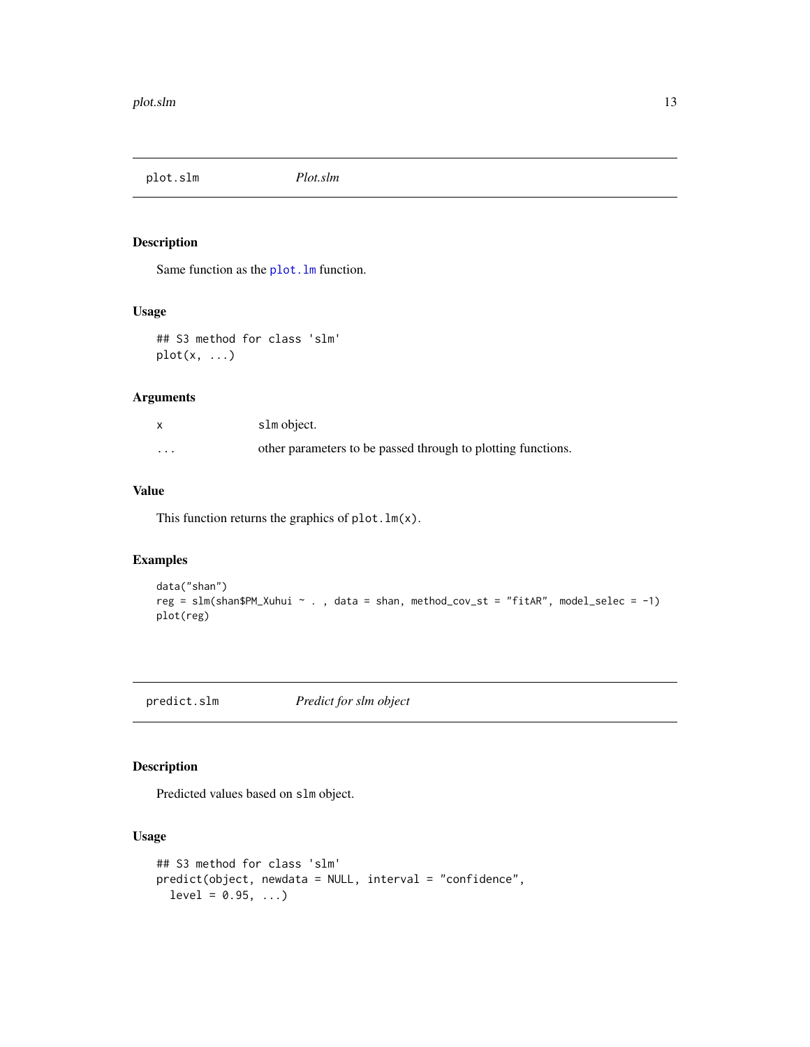## plot.slm *Plot.slm*

### Description

Same function as the plot.lm function.

### Usage

```
## S3 method for class 'slm'
plot(x, ...)
```

### Arguments

| | |
|---|---|
| x | slm object. |
| ... | other parameters to be passed through to plotting functions. |

### Value

This function returns the graphics of plot.lm(x).

### Examples

```
data("shan")
reg = slm(shan$PM_Xuhui ~ . , data = shan, method_cov_st = "fitAR", model_selec = -1)
plot(reg)
```

## predict.slm *Predict for slm object*

### Description

Predicted values based on slm object.

### Usage

```
## S3 method for class 'slm'
predict(object, newdata = NULL, interval = "confidence",
  level = 0.95, ...)
```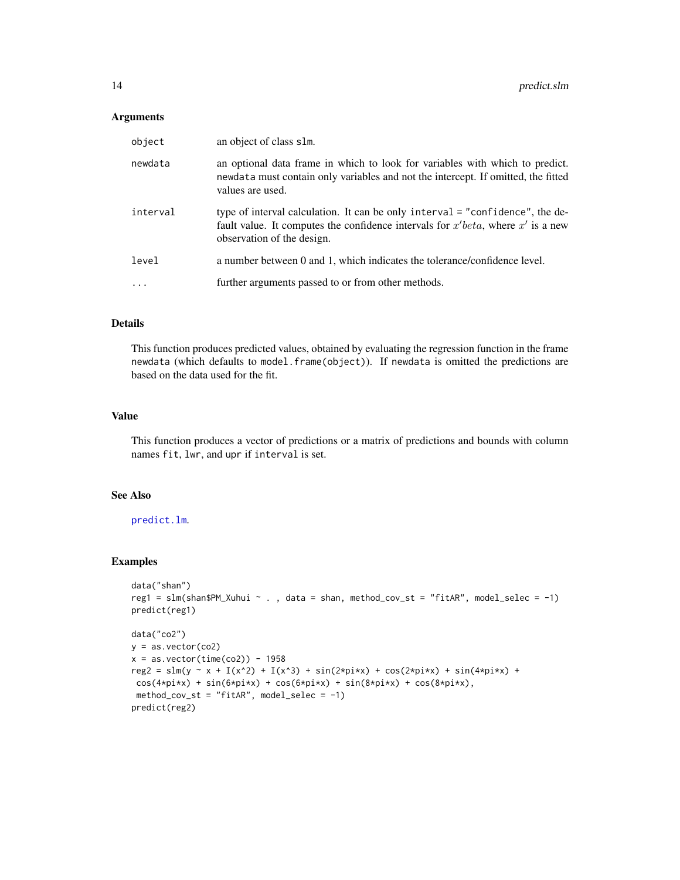## Arguments

| | |
|---|---|
| object | an object of class slm. |
| newdata | an optional data frame in which to look for variables with which to predict. newdata must contain only variables and not the intercept. If omitted, the fitted values are used. |
| interval | type of interval calculation. It can be only interval = "confidence", the default value. It computes the confidence intervals for $x'beta$, where $x'$ is a new observation of the design. |
| level | a number between 0 and 1, which indicates the tolerance/confidence level. |
| ... | further arguments passed to or from other methods. |

## Details

This function produces predicted values, obtained by evaluating the regression function in the frame newdata (which defaults to model.frame(object)). If newdata is omitted the predictions are based on the data used for the fit.

## Value

This function produces a vector of predictions or a matrix of predictions and bounds with column names fit, lwr, and upr if interval is set.

## See Also

predict.lm.

## Examples

```
data("shan")
reg1 = slm(shan$PM_Xuhui ~ . , data = shan, method_cov_st = "fitAR", model_selec = -1)
predict(reg1)

data("co2")
y = as.vector(co2)
x = as.vector(time(co2)) - 1958
reg2 = slm(y ~ x + I(x^2) + I(x^3) + sin(2*pi*x) + cos(2*pi*x) + sin(4*pi*x) +
 cos(4*pi*x) + sin(6*pi*x) + cos(6*pi*x) + sin(8*pi*x) + cos(8*pi*x),
 method_cov_st = "fitAR", model_selec = -1)
predict(reg2)
```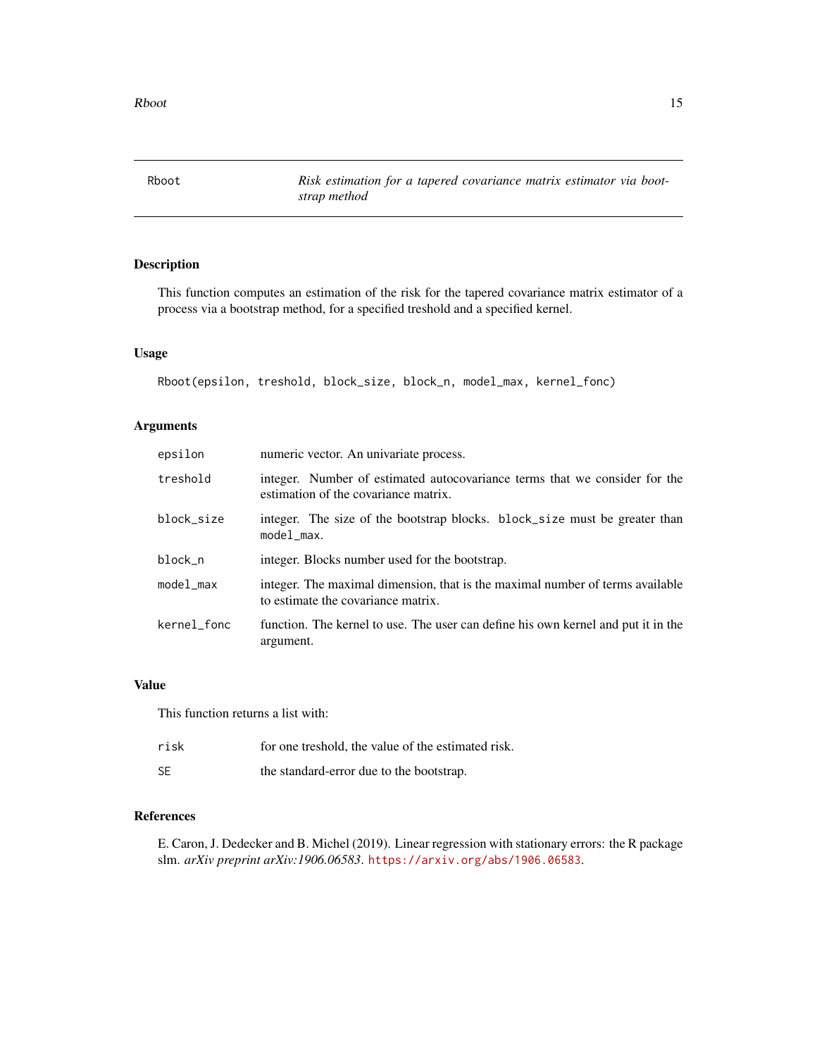# Rboot — *Risk estimation for a tapered covariance matrix estimator via bootstrap method*

## Description

This function computes an estimation of the risk for the tapered covariance matrix estimator of a process via a bootstrap method, for a specified treshold and a specified kernel.

## Usage

```
Rboot(epsilon, treshold, block_size, block_n, model_max, kernel_fonc)
```

## Arguments

| | |
|---|---|
| `epsilon` | numeric vector. An univariate process. |
| `treshold` | integer. Number of estimated autocovariance terms that we consider for the estimation of the covariance matrix. |
| `block_size` | integer. The size of the bootstrap blocks. `block_size` must be greater than `model_max`. |
| `block_n` | integer. Blocks number used for the bootstrap. |
| `model_max` | integer. The maximal dimension, that is the maximal number of terms available to estimate the covariance matrix. |
| `kernel_fonc` | function. The kernel to use. The user can define his own kernel and put it in the argument. |

## Value

This function returns a list with:

| | |
|---|---|
| `risk` | for one treshold, the value of the estimated risk. |
| `SE` | the standard-error due to the bootstrap. |

## References

E. Caron, J. Dedecker and B. Michel (2019). Linear regression with stationary errors: the R package slm. *arXiv preprint arXiv:1906.06583*. https://arxiv.org/abs/1906.06583.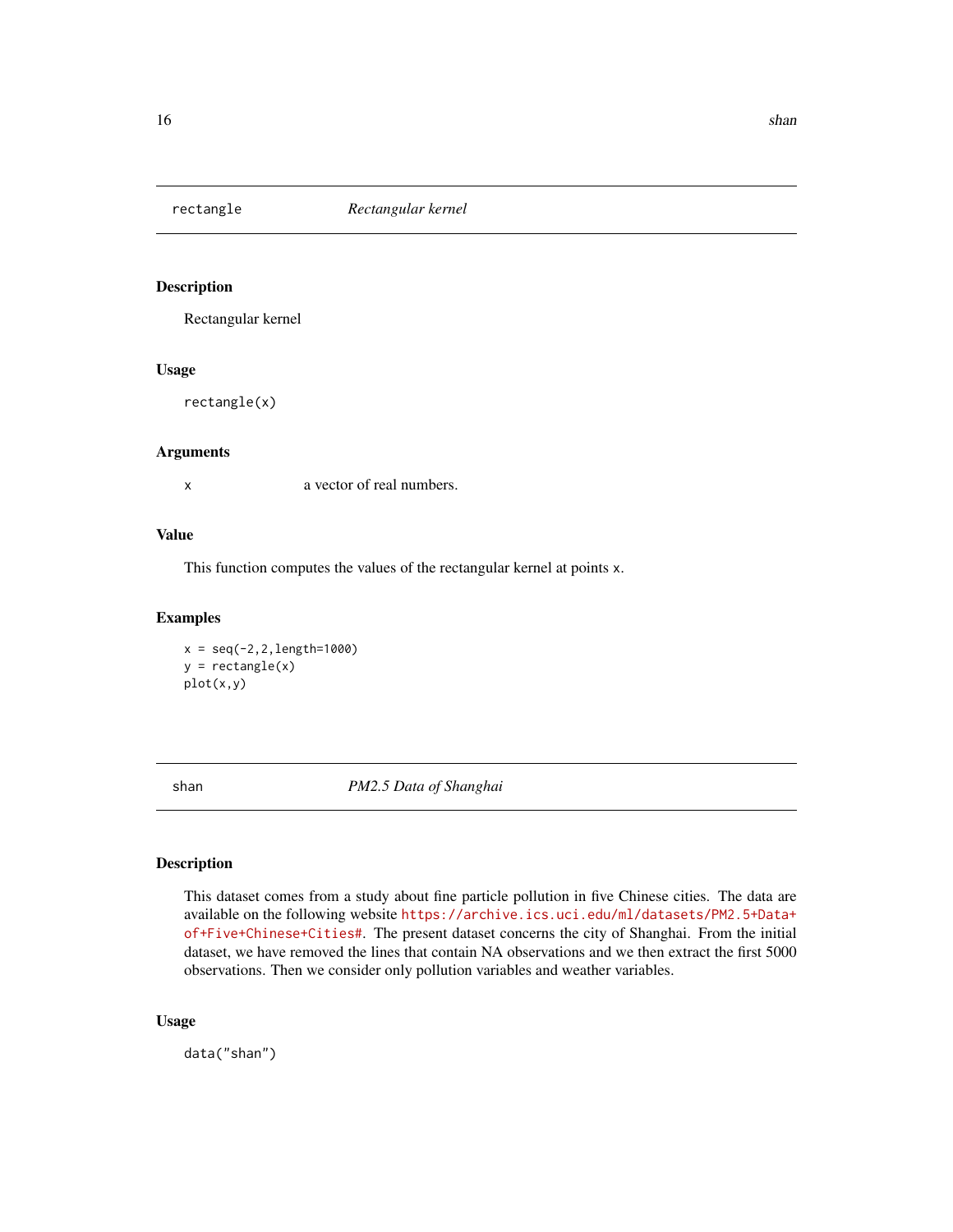## rectangle *Rectangular kernel*

### Description

Rectangular kernel

### Usage

```
rectangle(x)
```

### Arguments

| | |
|---|---|
| x | a vector of real numbers. |

### Value

This function computes the values of the rectangular kernel at points x.

### Examples

```
x = seq(-2,2,length=1000)
y = rectangle(x)
plot(x,y)
```

## shan *PM2.5 Data of Shanghai*

### Description

This dataset comes from a study about fine particle pollution in five Chinese cities. The data are available on the following website https://archive.ics.uci.edu/ml/datasets/PM2.5+Data+of+Five+Chinese+Cities#. The present dataset concerns the city of Shanghai. From the initial dataset, we have removed the lines that contain NA observations and we then extract the first 5000 observations. Then we consider only pollution variables and weather variables.

### Usage

```
data("shan")
```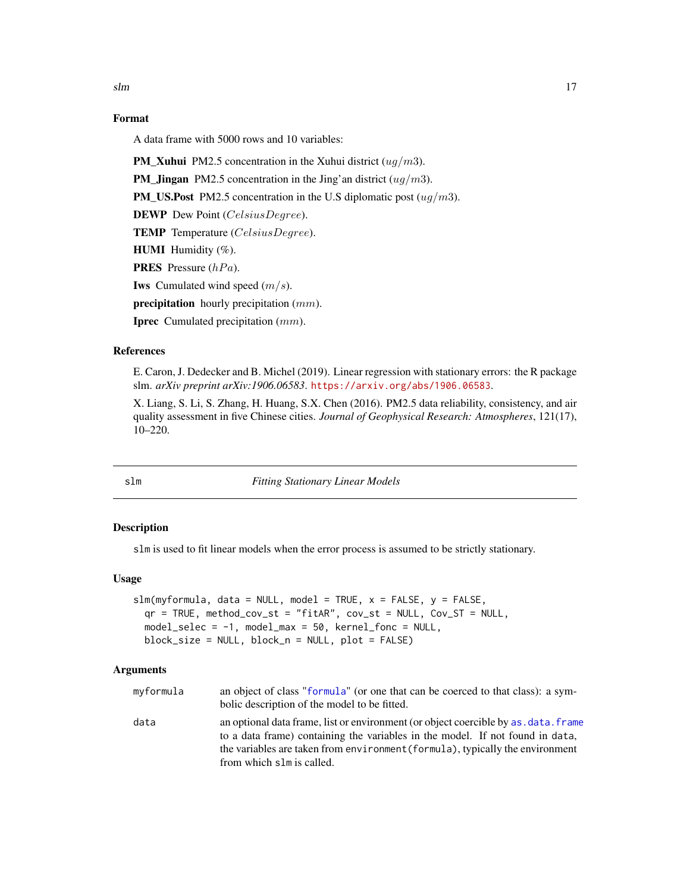### Format

A data frame with 5000 rows and 10 variables:

**PM_Xuhui** PM2.5 concentration in the Xuhui district ($ug/m3$).

**PM_Jingan** PM2.5 concentration in the Jing'an district ($ug/m3$).

**PM_US.Post** PM2.5 concentration in the U.S diplomatic post ($ug/m3$).

**DEWP** Dew Point ($CelsiusDegree$).

**TEMP** Temperature ($CelsiusDegree$).

**HUMI** Humidity ($\%$).

**PRES** Pressure ($hPa$).

**Iws** Cumulated wind speed ($m/s$).

**precipitation** hourly precipitation ($mm$).

**Iprec** Cumulated precipitation ($mm$).

### References

E. Caron, J. Dedecker and B. Michel (2019). Linear regression with stationary errors: the R package slm. *arXiv preprint arXiv:1906.06583*. https://arxiv.org/abs/1906.06583.

X. Liang, S. Li, S. Zhang, H. Huang, S.X. Chen (2016). PM2.5 data reliability, consistency, and air quality assessment in five Chinese cities. *Journal of Geophysical Research: Atmospheres*, 121(17), 10–220.

---

## slm — *Fitting Stationary Linear Models*

### Description

`slm` is used to fit linear models when the error process is assumed to be strictly stationary.

### Usage

```
slm(myformula, data = NULL, model = TRUE, x = FALSE, y = FALSE,
  qr = TRUE, method_cov_st = "fitAR", cov_st = NULL, Cov_ST = NULL,
  model_selec = -1, model_max = 50, kernel_fonc = NULL,
  block_size = NULL, block_n = NULL, plot = FALSE)
```

### Arguments

| | |
|---|---|
| `myformula` | an object of class "formula" (or one that can be coerced to that class): a symbolic description of the model to be fitted. |
| `data` | an optional data frame, list or environment (or object coercible by `as.data.frame` to a data frame) containing the variables in the model. If not found in `data`, the variables are taken from `environment(formula)`, typically the environment from which `slm` is called. |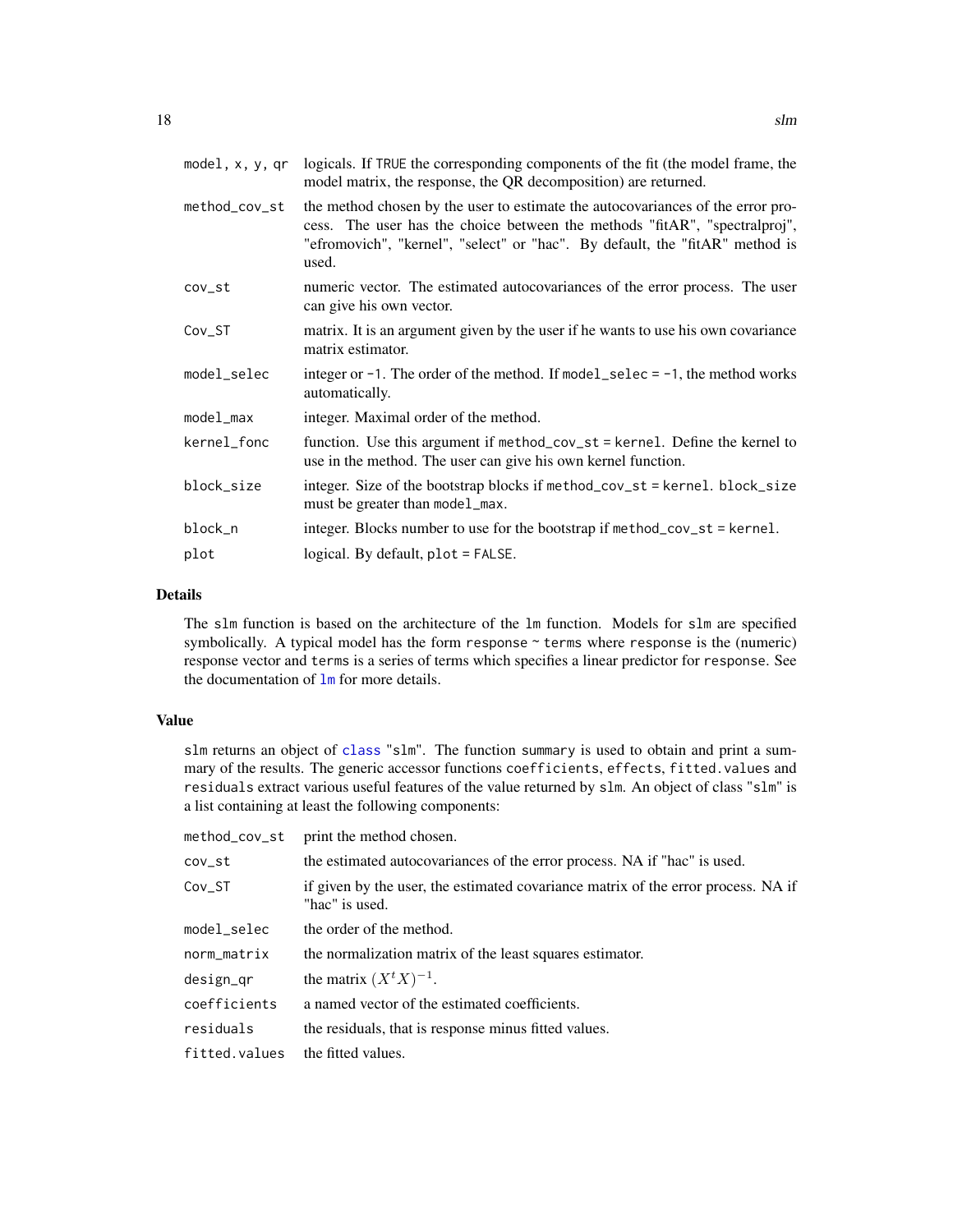| | |
|---|---|
| model, x, y, qr | logicals. If TRUE the corresponding components of the fit (the model frame, the model matrix, the response, the QR decomposition) are returned. |
| method_cov_st | the method chosen by the user to estimate the autocovariances of the error process. The user has the choice between the methods "fitAR", "spectralproj", "efromovich", "kernel", "select" or "hac". By default, the "fitAR" method is used. |
| cov_st | numeric vector. The estimated autocovariances of the error process. The user can give his own vector. |
| Cov_ST | matrix. It is an argument given by the user if he wants to use his own covariance matrix estimator. |
| model_selec | integer or -1. The order of the method. If model_selec = -1, the method works automatically. |
| model_max | integer. Maximal order of the method. |
| kernel_fonc | function. Use this argument if method_cov_st = kernel. Define the kernel to use in the method. The user can give his own kernel function. |
| block_size | integer. Size of the bootstrap blocks if method_cov_st = kernel. block_size must be greater than model_max. |
| block_n | integer. Blocks number to use for the bootstrap if method_cov_st = kernel. |
| plot | logical. By default, plot = FALSE. |

## Details

The slm function is based on the architecture of the lm function. Models for slm are specified symbolically. A typical model has the form response ~ terms where response is the (numeric) response vector and terms is a series of terms which specifies a linear predictor for response. See the documentation of lm for more details.

## Value

slm returns an object of class "slm". The function summary is used to obtain and print a summary of the results. The generic accessor functions coefficients, effects, fitted.values and residuals extract various useful features of the value returned by slm. An object of class "slm" is a list containing at least the following components:

| | |
|---|---|
| method_cov_st | print the method chosen. |
| cov_st | the estimated autocovariances of the error process. NA if "hac" is used. |
| Cov_ST | if given by the user, the estimated covariance matrix of the error process. NA if "hac" is used. |
| model_selec | the order of the method. |
| norm_matrix | the normalization matrix of the least squares estimator. |
| design_qr | the matrix $(X^t X)^{-1}$. |
| coefficients | a named vector of the estimated coefficients. |
| residuals | the residuals, that is response minus fitted values. |
| fitted.values | the fitted values. |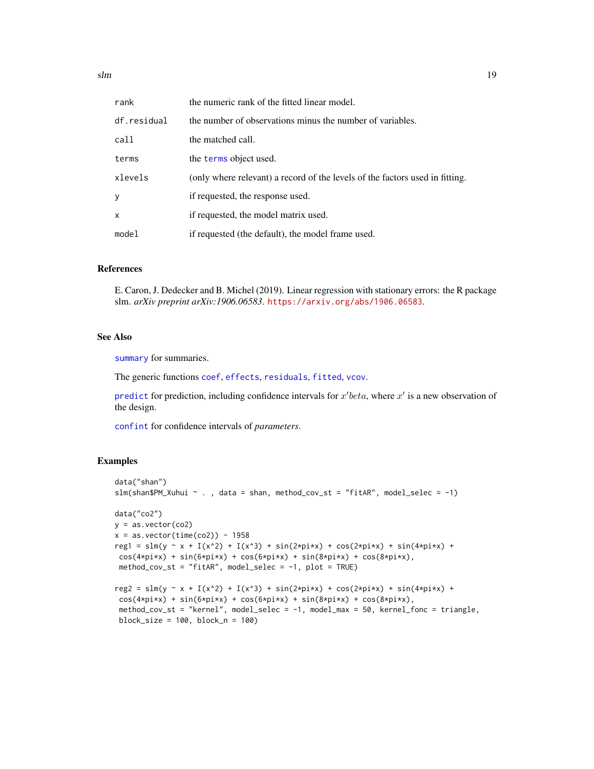| | |
|---|---|
| rank | the numeric rank of the fitted linear model. |
| df.residual | the number of observations minus the number of variables. |
| call | the matched call. |
| terms | the terms object used. |
| xlevels | (only where relevant) a record of the levels of the factors used in fitting. |
| y | if requested, the response used. |
| x | if requested, the model matrix used. |
| model | if requested (the default), the model frame used. |

## References

E. Caron, J. Dedecker and B. Michel (2019). Linear regression with stationary errors: the R package slm. *arXiv preprint arXiv:1906.06583*. https://arxiv.org/abs/1906.06583.

## See Also

summary for summaries.

The generic functions coef, effects, residuals, fitted, vcov.

predict for prediction, including confidence intervals for $x'beta$, where $x'$ is a new observation of the design.

confint for confidence intervals of *parameters*.

## Examples

```
data("shan")
slm(shan$PM_Xuhui ~ . , data = shan, method_cov_st = "fitAR", model_selec = -1)

data("co2")
y = as.vector(co2)
x = as.vector(time(co2)) - 1958
reg1 = slm(y ~ x + I(x^2) + I(x^3) + sin(2*pi*x) + cos(2*pi*x) + sin(4*pi*x) +
 cos(4*pi*x) + sin(6*pi*x) + cos(6*pi*x) + sin(8*pi*x) + cos(8*pi*x),
 method_cov_st = "fitAR", model_selec = -1, plot = TRUE)

reg2 = slm(y ~ x + I(x^2) + I(x^3) + sin(2*pi*x) + cos(2*pi*x) + sin(4*pi*x) +
 cos(4*pi*x) + sin(6*pi*x) + cos(6*pi*x) + sin(8*pi*x) + cos(8*pi*x),
 method_cov_st = "kernel", model_selec = -1, model_max = 50, kernel_fonc = triangle,
 block_size = 100, block_n = 100)
```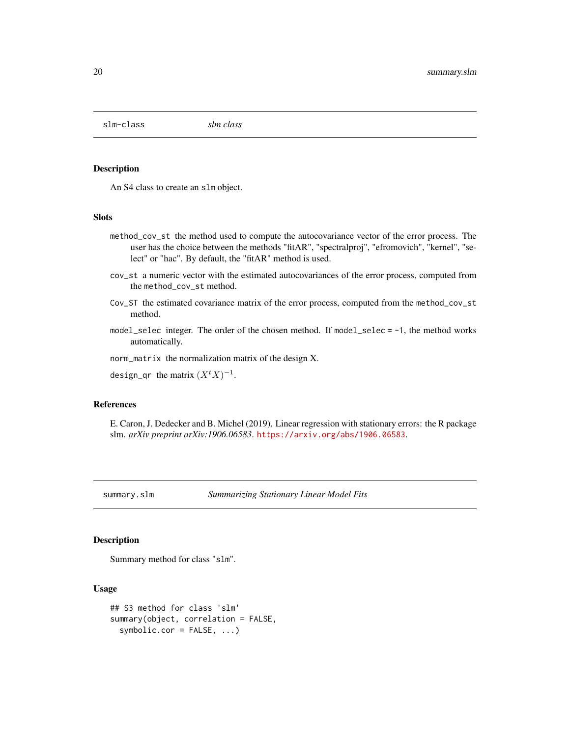## slm-class *slm class*

### Description

An S4 class to create an `slm` object.

### Slots

- `method_cov_st` the method used to compute the autocovariance vector of the error process. The user has the choice between the methods "fitAR", "spectralproj", "efromovich", "kernel", "select" or "hac". By default, the "fitAR" method is used.
- `cov_st` a numeric vector with the estimated autocovariances of the error process, computed from the `method_cov_st` method.
- `Cov_ST` the estimated covariance matrix of the error process, computed from the `method_cov_st` method.
- `model_selec` integer. The order of the chosen method. If `model_selec = -1`, the method works automatically.
- `norm_matrix` the normalization matrix of the design X.
- `design_qr` the matrix $(X^t X)^{-1}$.

### References

E. Caron, J. Dedecker and B. Michel (2019). Linear regression with stationary errors: the R package slm. *arXiv preprint arXiv:1906.06583*. https://arxiv.org/abs/1906.06583.

## summary.slm *Summarizing Stationary Linear Model Fits*

### Description

Summary method for class "`slm`".

### Usage

```
## S3 method for class 'slm'
summary(object, correlation = FALSE,
  symbolic.cor = FALSE, ...)
```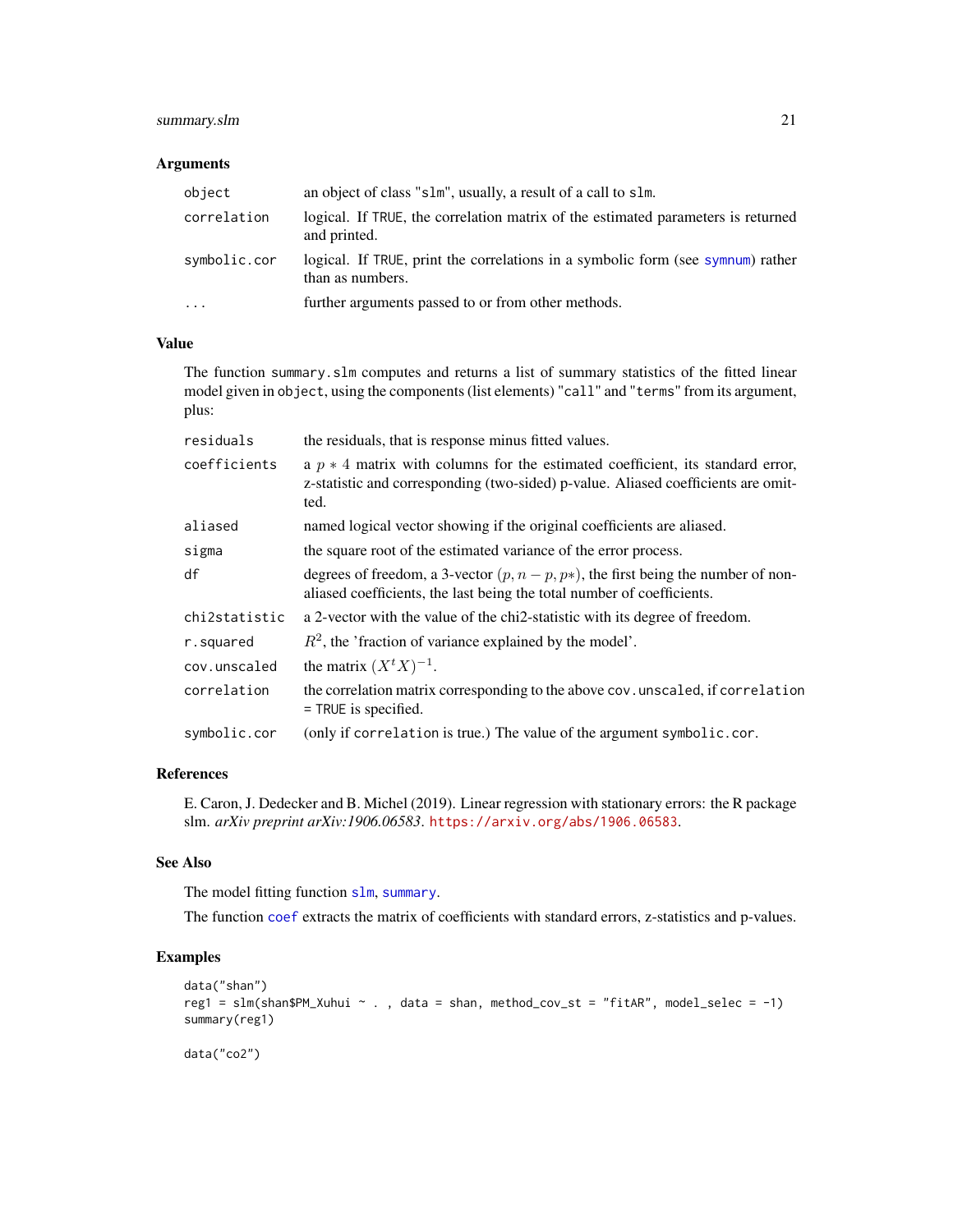### Arguments

| | |
|---|---|
| object | an object of class "slm", usually, a result of a call to slm. |
| correlation | logical. If TRUE, the correlation matrix of the estimated parameters is returned and printed. |
| symbolic.cor | logical. If TRUE, print the correlations in a symbolic form (see symnum) rather than as numbers. |
| ... | further arguments passed to or from other methods. |

### Value

The function summary.slm computes and returns a list of summary statistics of the fitted linear model given in object, using the components (list elements) "call" and "terms" from its argument, plus:

| | |
|---|---|
| residuals | the residuals, that is response minus fitted values. |
| coefficients | a $p * 4$ matrix with columns for the estimated coefficient, its standard error, z-statistic and corresponding (two-sided) p-value. Aliased coefficients are omitted. |
| aliased | named logical vector showing if the original coefficients are aliased. |
| sigma | the square root of the estimated variance of the error process. |
| df | degrees of freedom, a 3-vector $(p, n-p, p*)$, the first being the number of non-aliased coefficients, the last being the total number of coefficients. |
| chi2statistic | a 2-vector with the value of the chi2-statistic with its degree of freedom. |
| r.squared | $R^2$, the 'fraction of variance explained by the model'. |
| cov.unscaled | the matrix $(X^t X)^{-1}$. |
| correlation | the correlation matrix corresponding to the above cov.unscaled, if correlation = TRUE is specified. |
| symbolic.cor | (only if correlation is true.) The value of the argument symbolic.cor. |

### References

E. Caron, J. Dedecker and B. Michel (2019). Linear regression with stationary errors: the R package slm. *arXiv preprint arXiv:1906.06583*. https://arxiv.org/abs/1906.06583.

### See Also

The model fitting function slm, summary.

The function coef extracts the matrix of coefficients with standard errors, z-statistics and p-values.

### Examples

```
data("shan")
reg1 = slm(shan$PM_Xuhui ~ . , data = shan, method_cov_st = "fitAR", model_selec = -1)
summary(reg1)

data("co2")
```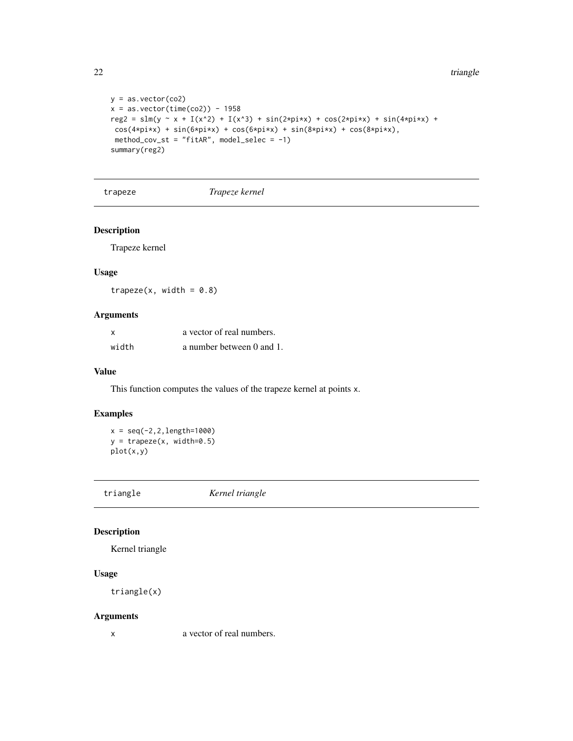```
y = as.vector(co2)
x = as.vector(time(co2)) - 1958
reg2 = slm(y ~ x + I(x^2) + I(x^3) + sin(2*pi*x) + cos(2*pi*x) + sin(4*pi*x) +
 cos(4*pi*x) + sin(6*pi*x) + cos(6*pi*x) + sin(8*pi*x) + cos(8*pi*x),
 method_cov_st = "fitAR", model_selec = -1)
summary(reg2)
```

## trapeze — *Trapeze kernel*

### Description

Trapeze kernel

### Usage

```
trapeze(x, width = 0.8)
```

### Arguments

| | |
|---|---|
| x | a vector of real numbers. |
| width | a number between 0 and 1. |

### Value

This function computes the values of the trapeze kernel at points x.

### Examples

```
x = seq(-2,2,length=1000)
y = trapeze(x, width=0.5)
plot(x,y)
```

## triangle — *Kernel triangle*

### Description

Kernel triangle

### Usage

```
triangle(x)
```

### Arguments

| | |
|---|---|
| x | a vector of real numbers. |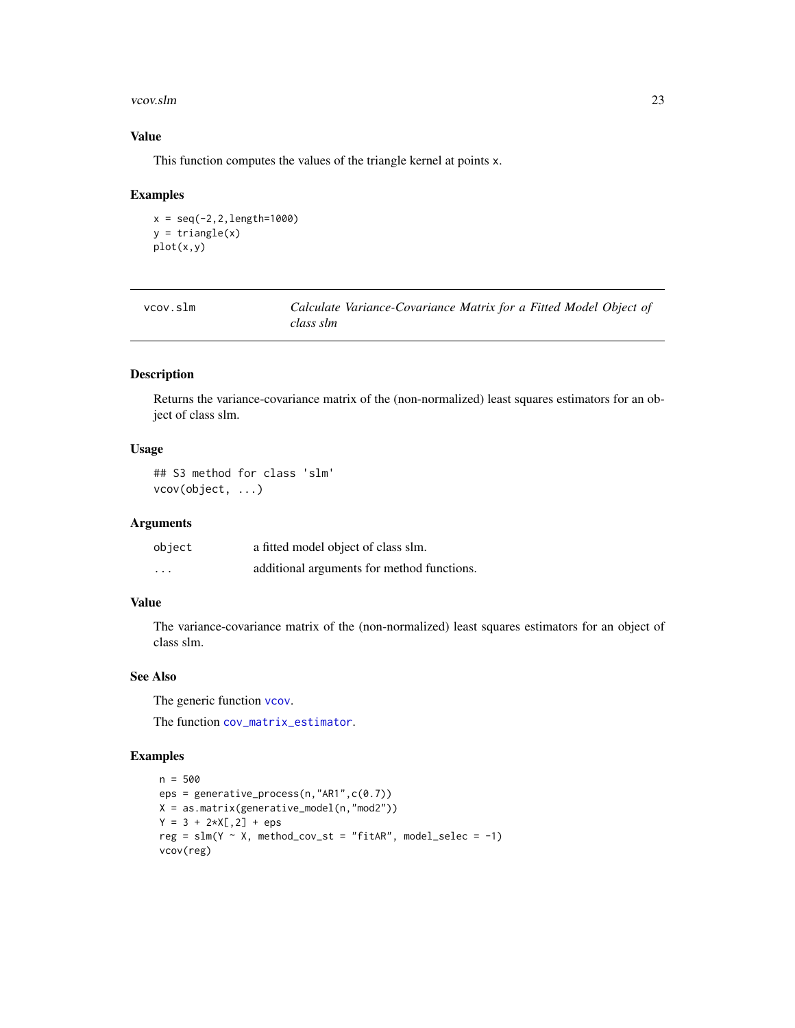## Value

This function computes the values of the triangle kernel at points x.

## Examples

```
x = seq(-2,2,length=1000)
y = triangle(x)
plot(x,y)
```

---

# vcov.slm — *Calculate Variance-Covariance Matrix for a Fitted Model Object of class slm*

---

## Description

Returns the variance-covariance matrix of the (non-normalized) least squares estimators for an object of class slm.

## Usage

```
## S3 method for class 'slm'
vcov(object, ...)
```

## Arguments

| | |
|---|---|
| `object` | a fitted model object of class slm. |
| `...` | additional arguments for method functions. |

## Value

The variance-covariance matrix of the (non-normalized) least squares estimators for an object of class slm.

## See Also

The generic function `vcov`.

The function `cov_matrix_estimator`.

## Examples

```
n = 500
eps = generative_process(n,"AR1",c(0.7))
X = as.matrix(generative_model(n,"mod2"))
Y = 3 + 2*X[,2] + eps
reg = slm(Y ~ X, method_cov_st = "fitAR", model_selec = -1)
vcov(reg)
```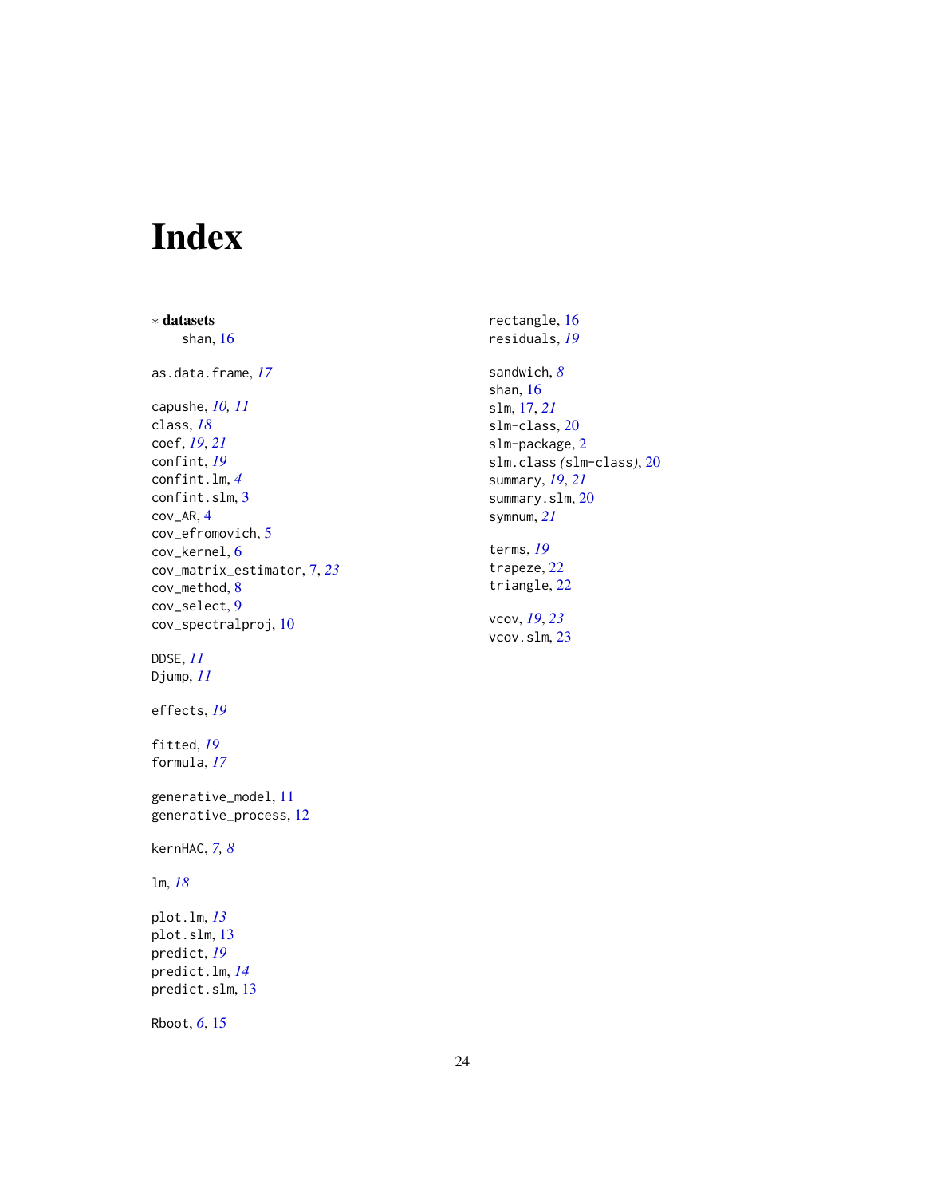# Index

∗ **datasets**
  shan, 16

as.data.frame, *17*

capushe, *10, 11*
class, *18*
coef, *19*, *21*
confint, *19*
confint.lm, *4*
confint.slm, 3
cov_AR, 4
cov_efromovich, 5
cov_kernel, 6
cov_matrix_estimator, 7, *23*
cov_method, 8
cov_select, 9
cov_spectralproj, 10

DDSE, *11*
Djump, *11*

effects, *19*

fitted, *19*
formula, *17*

generative_model, 11
generative_process, 12

kernHAC, *7, 8*

lm, *18*

plot.lm, *13*
plot.slm, 13
predict, *19*
predict.lm, *14*
predict.slm, 13

Rboot, *6*, 15
rectangle, 16
residuals, *19*

sandwich, *8*
shan, 16
slm, 17, *21*
slm-class, 20
slm-package, 2
slm.class (slm-class), 20
summary, *19*, *21*
summary.slm, 20
symnum, *21*

terms, *19*
trapeze, 22
triangle, 22

vcov, *19*, *23*
vcov.slm, 23